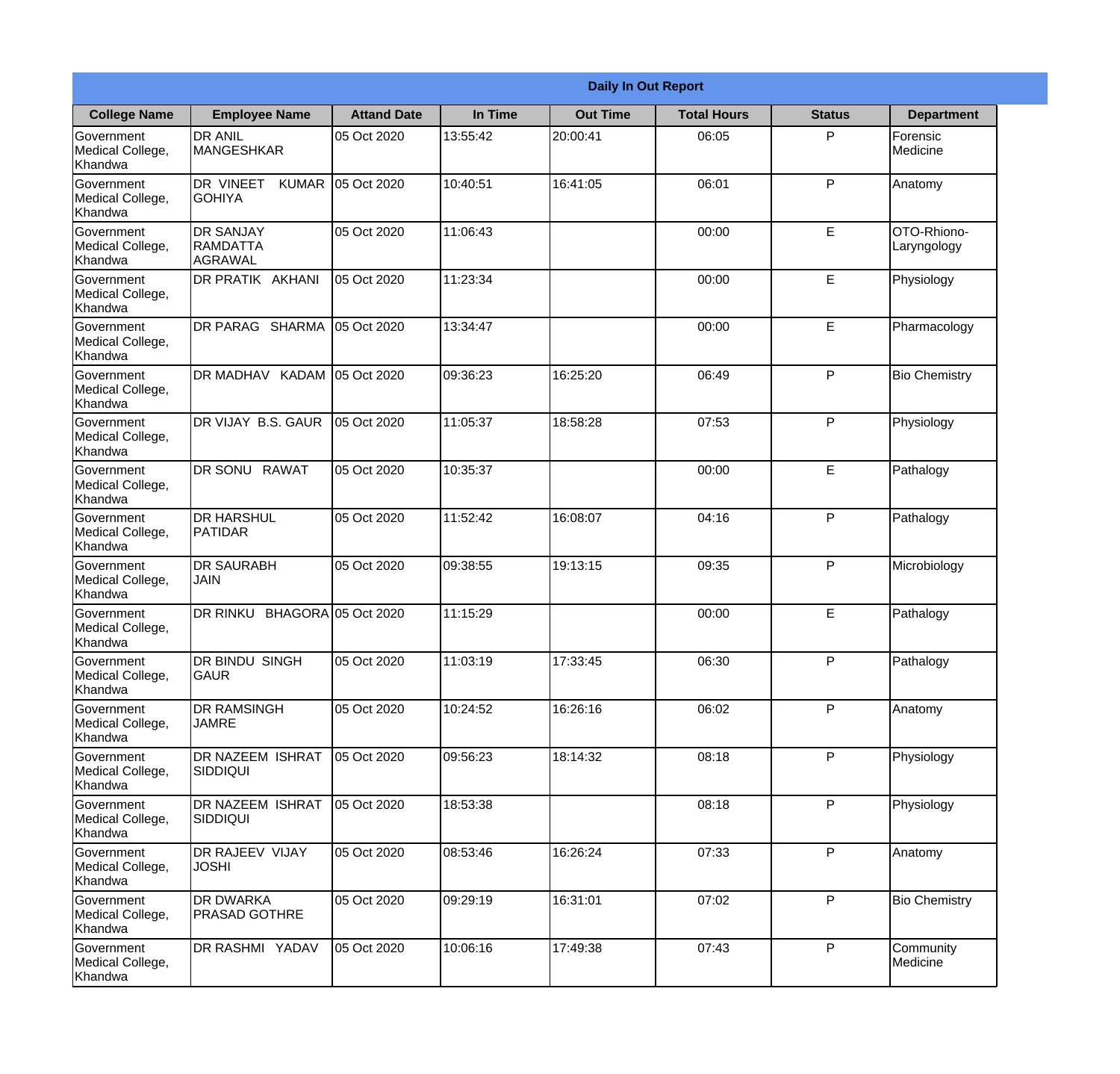| Daily In Out Report | | | | | | | |
|---|---|---|---|---|---|---|---|
| College Name | Employee Name | Attand Date | In Time | Out Time | Total Hours | Status | Department |
| Government Medical College, Khandwa | DR ANIL MANGESHKAR | 05 Oct 2020 | 13:55:42 | 20:00:41 | 06:05 | P | Forensic Medicine |
| Government Medical College, Khandwa | DR VINEET KUMAR GOHIYA | 05 Oct 2020 | 10:40:51 | 16:41:05 | 06:01 | P | Anatomy |
| Government Medical College, Khandwa | DR SANJAY RAMDATTA AGRAWAL | 05 Oct 2020 | 11:06:43 | | 00:00 | E | OTO-Rhiono-Laryngology |
| Government Medical College, Khandwa | DR PRATIK AKHANI | 05 Oct 2020 | 11:23:34 | | 00:00 | E | Physiology |
| Government Medical College, Khandwa | DR PARAG SHARMA | 05 Oct 2020 | 13:34:47 | | 00:00 | E | Pharmacology |
| Government Medical College, Khandwa | DR MADHAV KADAM | 05 Oct 2020 | 09:36:23 | 16:25:20 | 06:49 | P | Bio Chemistry |
| Government Medical College, Khandwa | DR VIJAY B.S. GAUR | 05 Oct 2020 | 11:05:37 | 18:58:28 | 07:53 | P | Physiology |
| Government Medical College, Khandwa | DR SONU RAWAT | 05 Oct 2020 | 10:35:37 | | 00:00 | E | Pathalogy |
| Government Medical College, Khandwa | DR HARSHUL PATIDAR | 05 Oct 2020 | 11:52:42 | 16:08:07 | 04:16 | P | Pathalogy |
| Government Medical College, Khandwa | DR SAURABH JAIN | 05 Oct 2020 | 09:38:55 | 19:13:15 | 09:35 | P | Microbiology |
| Government Medical College, Khandwa | DR RINKU BHAGORA | 05 Oct 2020 | 11:15:29 | | 00:00 | E | Pathalogy |
| Government Medical College, Khandwa | DR BINDU SINGH GAUR | 05 Oct 2020 | 11:03:19 | 17:33:45 | 06:30 | P | Pathalogy |
| Government Medical College, Khandwa | DR RAMSINGH JAMRE | 05 Oct 2020 | 10:24:52 | 16:26:16 | 06:02 | P | Anatomy |
| Government Medical College, Khandwa | DR NAZEEM ISHRAT SIDDIQUI | 05 Oct 2020 | 09:56:23 | 18:14:32 | 08:18 | P | Physiology |
| Government Medical College, Khandwa | DR NAZEEM ISHRAT SIDDIQUI | 05 Oct 2020 | 18:53:38 | | 08:18 | P | Physiology |
| Government Medical College, Khandwa | DR RAJEEV VIJAY JOSHI | 05 Oct 2020 | 08:53:46 | 16:26:24 | 07:33 | P | Anatomy |
| Government Medical College, Khandwa | DR DWARKA PRASAD GOTHRE | 05 Oct 2020 | 09:29:19 | 16:31:01 | 07:02 | P | Bio Chemistry |
| Government Medical College, Khandwa | DR RASHMI YADAV | 05 Oct 2020 | 10:06:16 | 17:49:38 | 07:43 | P | Community Medicine |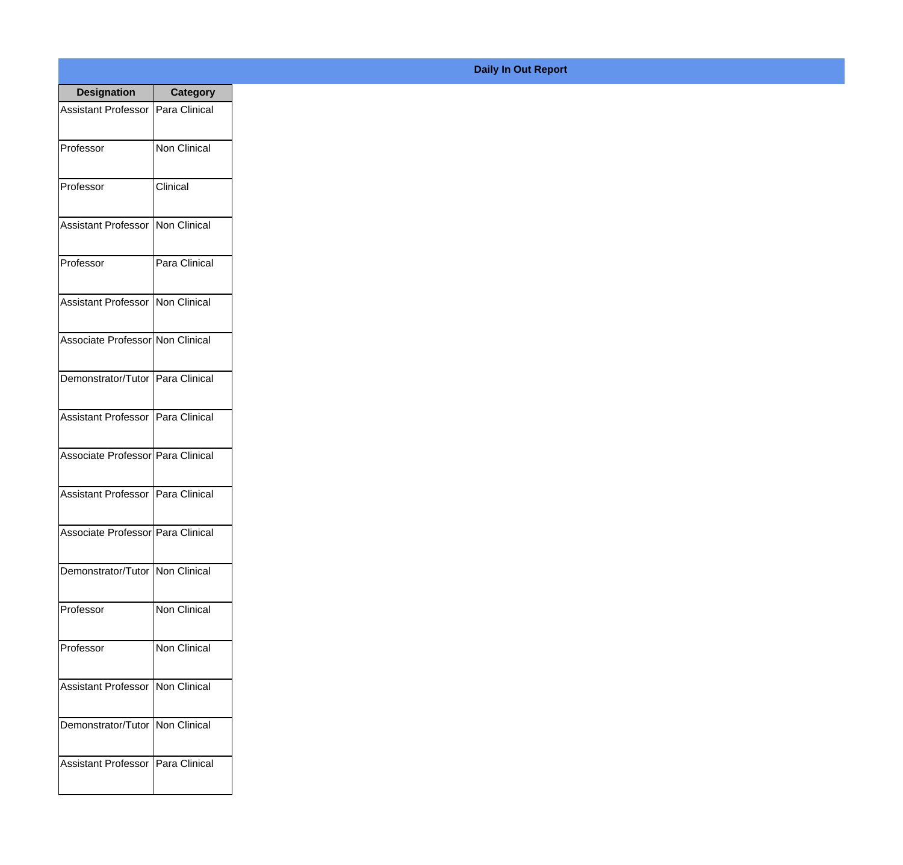**Daily In Out Report**

| Designation | Category |
| --- | --- |
| Assistant Professor | Para Clinical |
| Professor | Non Clinical |
| Professor | Clinical |
| Assistant Professor | Non Clinical |
| Professor | Para Clinical |
| Assistant Professor | Non Clinical |
| Associate Professor | Non Clinical |
| Demonstrator/Tutor | Para Clinical |
| Assistant Professor | Para Clinical |
| Associate Professor | Para Clinical |
| Assistant Professor | Para Clinical |
| Associate Professor | Para Clinical |
| Demonstrator/Tutor | Non Clinical |
| Professor | Non Clinical |
| Professor | Non Clinical |
| Assistant Professor | Non Clinical |
| Demonstrator/Tutor | Non Clinical |
| Assistant Professor | Para Clinical |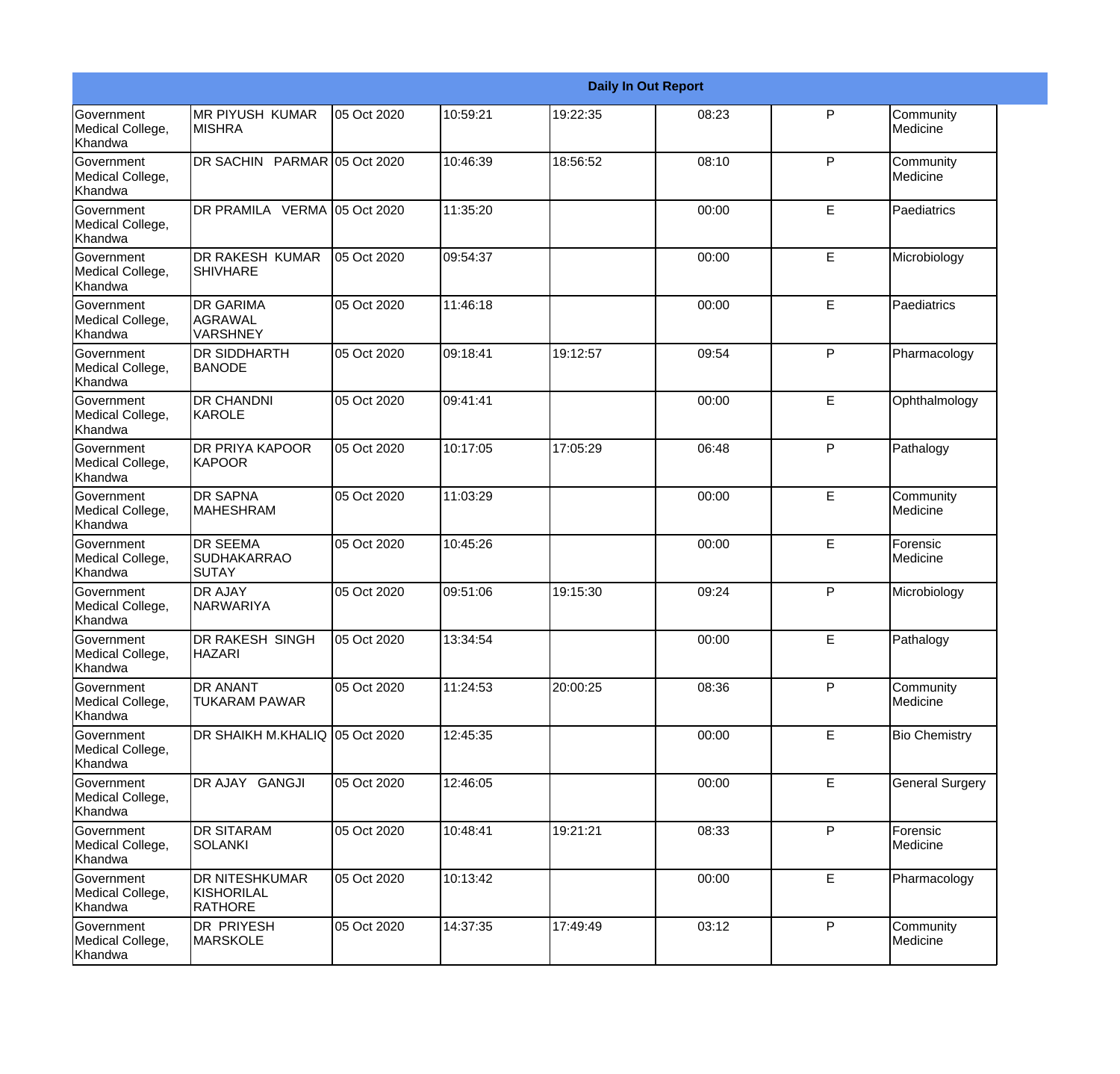| Daily In Out Report | | | | | | | |
|---|---|---|---|---|---|---|---|
| Government Medical College, Khandwa | MR PIYUSH KUMAR MISHRA | 05 Oct 2020 | 10:59:21 | 19:22:35 | 08:23 | P | Community Medicine |
| Government Medical College, Khandwa | DR SACHIN PARMAR | 05 Oct 2020 | 10:46:39 | 18:56:52 | 08:10 | P | Community Medicine |
| Government Medical College, Khandwa | DR PRAMILA VERMA | 05 Oct 2020 | 11:35:20 | | 00:00 | E | Paediatrics |
| Government Medical College, Khandwa | DR RAKESH KUMAR SHIVHARE | 05 Oct 2020 | 09:54:37 | | 00:00 | E | Microbiology |
| Government Medical College, Khandwa | DR GARIMA AGRAWAL VARSHNEY | 05 Oct 2020 | 11:46:18 | | 00:00 | E | Paediatrics |
| Government Medical College, Khandwa | DR SIDDHARTH BANODE | 05 Oct 2020 | 09:18:41 | 19:12:57 | 09:54 | P | Pharmacology |
| Government Medical College, Khandwa | DR CHANDNI KAROLE | 05 Oct 2020 | 09:41:41 | | 00:00 | E | Ophthalmology |
| Government Medical College, Khandwa | DR PRIYA KAPOOR KAPOOR | 05 Oct 2020 | 10:17:05 | 17:05:29 | 06:48 | P | Pathalogy |
| Government Medical College, Khandwa | DR SAPNA MAHESHRAM | 05 Oct 2020 | 11:03:29 | | 00:00 | E | Community Medicine |
| Government Medical College, Khandwa | DR SEEMA SUDHAKARRAO SUTAY | 05 Oct 2020 | 10:45:26 | | 00:00 | E | Forensic Medicine |
| Government Medical College, Khandwa | DR AJAY NARWARIYA | 05 Oct 2020 | 09:51:06 | 19:15:30 | 09:24 | P | Microbiology |
| Government Medical College, Khandwa | DR RAKESH SINGH HAZARI | 05 Oct 2020 | 13:34:54 | | 00:00 | E | Pathalogy |
| Government Medical College, Khandwa | DR ANANT TUKARAM PAWAR | 05 Oct 2020 | 11:24:53 | 20:00:25 | 08:36 | P | Community Medicine |
| Government Medical College, Khandwa | DR SHAIKH M.KHALIQ | 05 Oct 2020 | 12:45:35 | | 00:00 | E | Bio Chemistry |
| Government Medical College, Khandwa | DR AJAY GANGJI | 05 Oct 2020 | 12:46:05 | | 00:00 | E | General Surgery |
| Government Medical College, Khandwa | DR SITARAM SOLANKI | 05 Oct 2020 | 10:48:41 | 19:21:21 | 08:33 | P | Forensic Medicine |
| Government Medical College, Khandwa | DR NITESHKUMAR KISHORILAL RATHORE | 05 Oct 2020 | 10:13:42 | | 00:00 | E | Pharmacology |
| Government Medical College, Khandwa | DR PRIYESH MARSKOLE | 05 Oct 2020 | 14:37:35 | 17:49:49 | 03:12 | P | Community Medicine |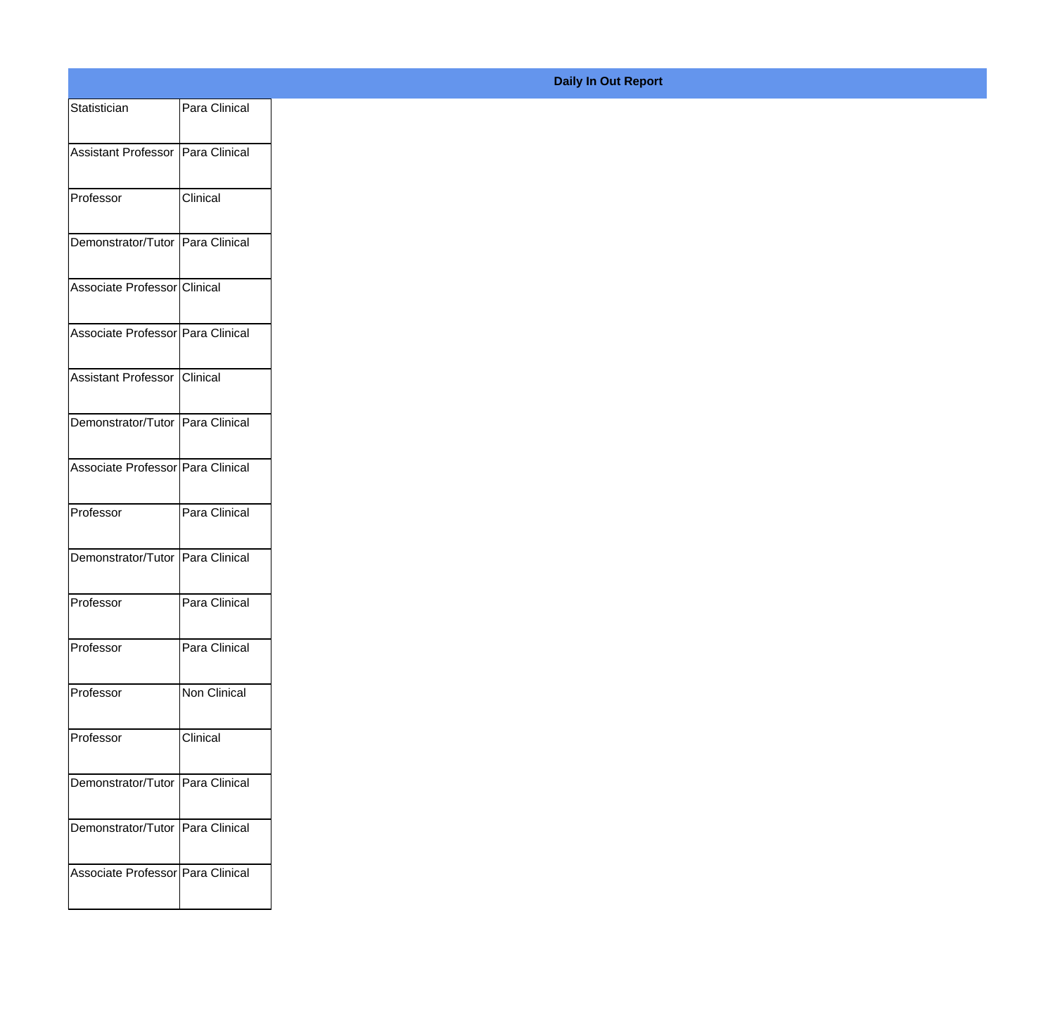**Daily In Out Report**

| | |
|---|---|
| Statistician | Para Clinical |
| Assistant Professor | Para Clinical |
| Professor | Clinical |
| Demonstrator/Tutor | Para Clinical |
| Associate Professor | Clinical |
| Associate Professor | Para Clinical |
| Assistant Professor | Clinical |
| Demonstrator/Tutor | Para Clinical |
| Associate Professor | Para Clinical |
| Professor | Para Clinical |
| Demonstrator/Tutor | Para Clinical |
| Professor | Para Clinical |
| Professor | Para Clinical |
| Professor | Non Clinical |
| Professor | Clinical |
| Demonstrator/Tutor | Para Clinical |
| Demonstrator/Tutor | Para Clinical |
| Associate Professor | Para Clinical |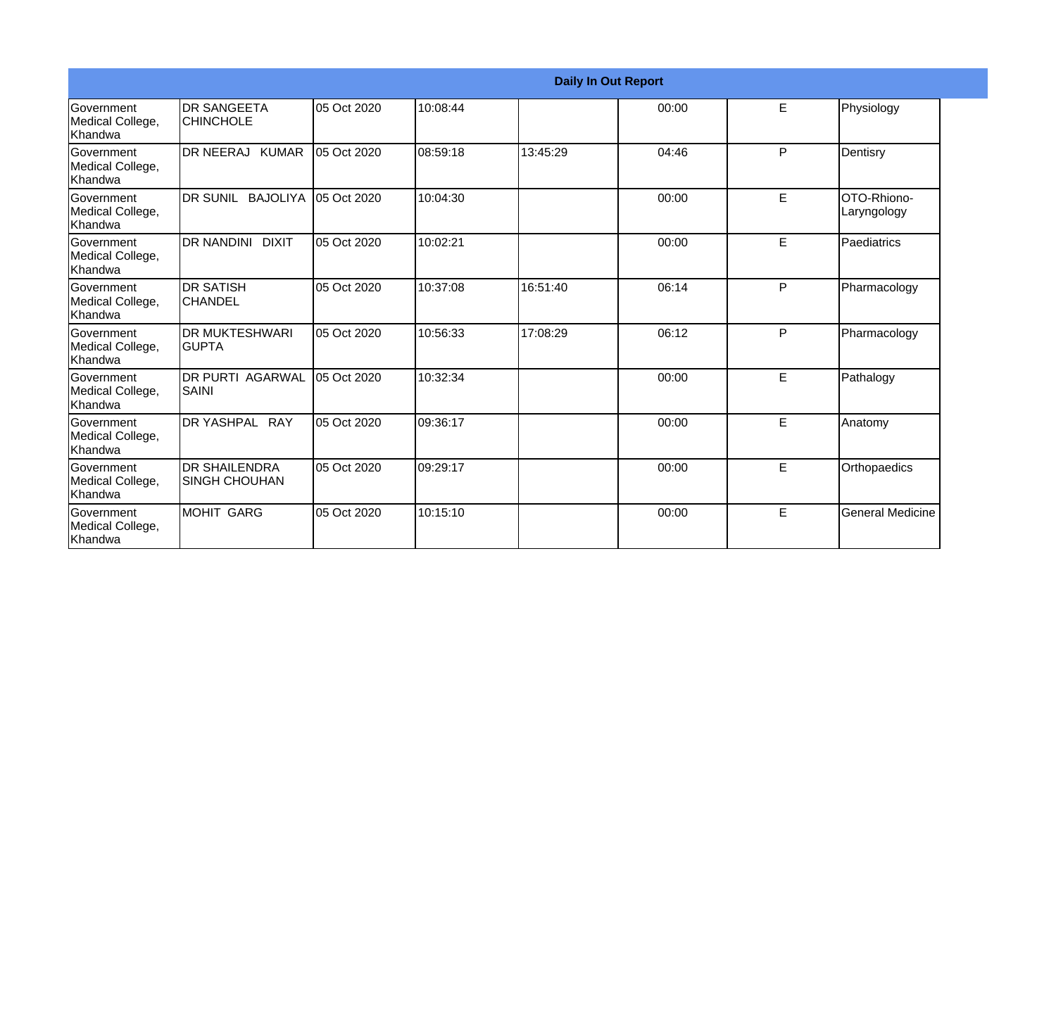| Daily In Out Report | | | | | | | |
|---|---|---|---|---|---|---|---|
| Government Medical College, Khandwa | DR SANGEETA CHINCHOLE | 05 Oct 2020 | 10:08:44 | | 00:00 | E | Physiology |
| Government Medical College, Khandwa | DR NEERAJ KUMAR | 05 Oct 2020 | 08:59:18 | 13:45:29 | 04:46 | P | Dentisry |
| Government Medical College, Khandwa | DR SUNIL BAJOLIYA | 05 Oct 2020 | 10:04:30 | | 00:00 | E | OTO-Rhiono-Laryngology |
| Government Medical College, Khandwa | DR NANDINI DIXIT | 05 Oct 2020 | 10:02:21 | | 00:00 | E | Paediatrics |
| Government Medical College, Khandwa | DR SATISH CHANDEL | 05 Oct 2020 | 10:37:08 | 16:51:40 | 06:14 | P | Pharmacology |
| Government Medical College, Khandwa | DR MUKTESHWARI GUPTA | 05 Oct 2020 | 10:56:33 | 17:08:29 | 06:12 | P | Pharmacology |
| Government Medical College, Khandwa | DR PURTI AGARWAL SAINI | 05 Oct 2020 | 10:32:34 | | 00:00 | E | Pathalogy |
| Government Medical College, Khandwa | DR YASHPAL RAY | 05 Oct 2020 | 09:36:17 | | 00:00 | E | Anatomy |
| Government Medical College, Khandwa | DR SHAILENDRA SINGH CHOUHAN | 05 Oct 2020 | 09:29:17 | | 00:00 | E | Orthopaedics |
| Government Medical College, Khandwa | MOHIT GARG | 05 Oct 2020 | 10:15:10 | | 00:00 | E | General Medicine |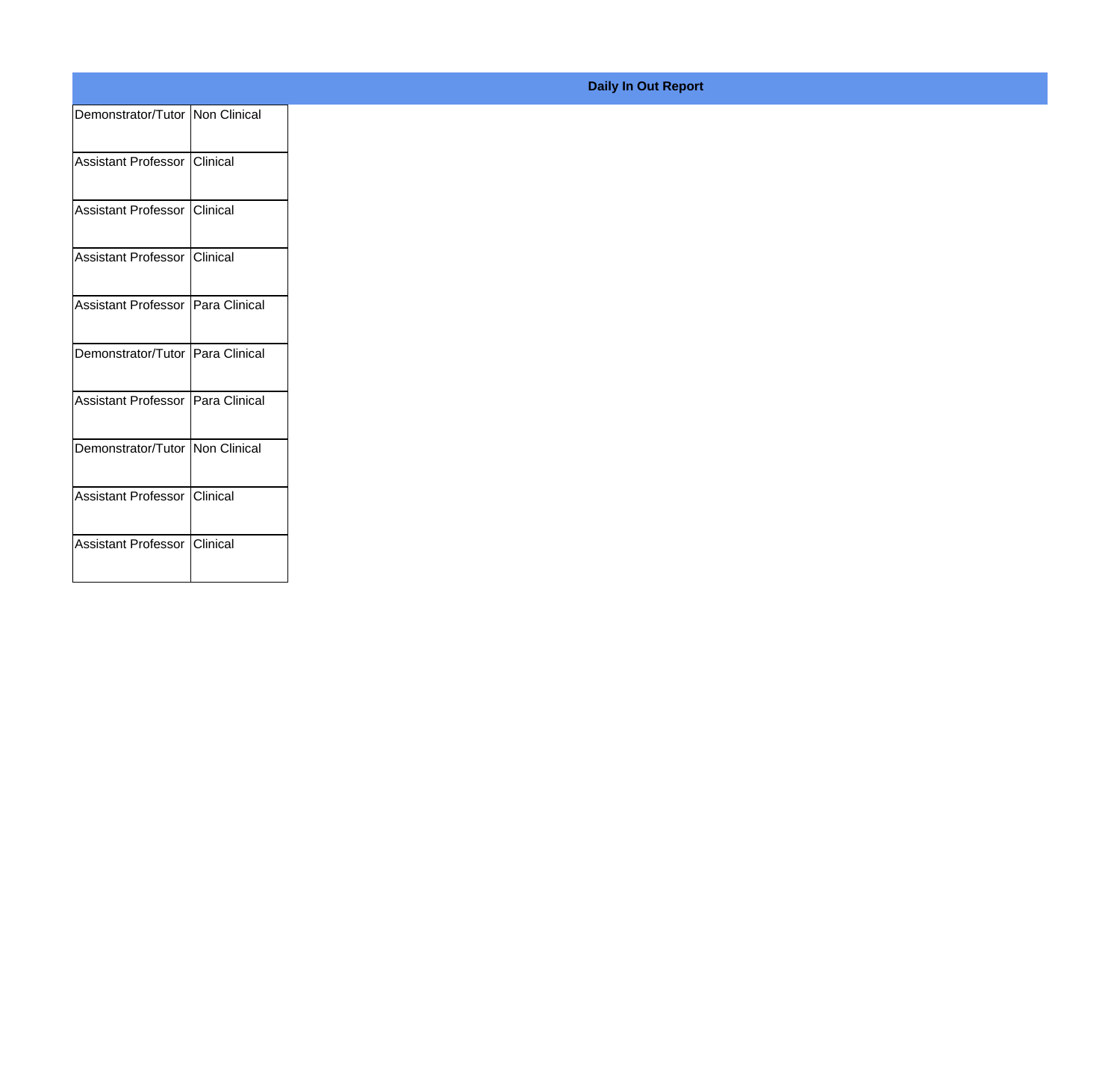**Daily In Out Report**

| | |
|---|---|
| Demonstrator/Tutor | Non Clinical |
| Assistant Professor | Clinical |
| Assistant Professor | Clinical |
| Assistant Professor | Clinical |
| Assistant Professor | Para Clinical |
| Demonstrator/Tutor | Para Clinical |
| Assistant Professor | Para Clinical |
| Demonstrator/Tutor | Non Clinical |
| Assistant Professor | Clinical |
| Assistant Professor | Clinical |